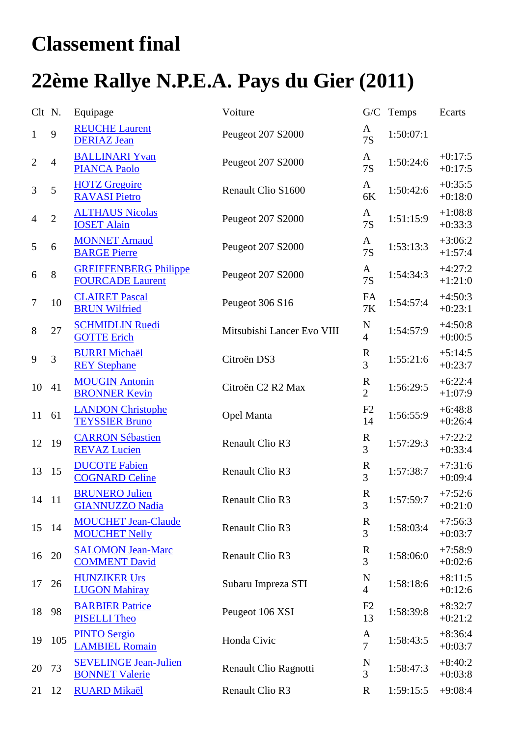# Classement final

# 22ème Rallye N.P.E.A. Pays du Gier (2011)

| Clt | N. | Equipage | Voiture | G/C | Temps | Ecarts |
|---|---|---|---|---|---|---|
| 1 | 9 | REUCHE Laurent<br>DERIAZ Jean | Peugeot 207 S2000 | A<br>7S | 1:50:07:1 | |
| 2 | 4 | BALLINARI Yvan<br>PIANCA Paolo | Peugeot 207 S2000 | A<br>7S | 1:50:24:6 | +0:17:5<br>+0:17:5 |
| 3 | 5 | HOTZ Gregoire<br>RAVASI Pietro | Renault Clio S1600 | A<br>6K | 1:50:42:6 | +0:35:5<br>+0:18:0 |
| 4 | 2 | ALTHAUS Nicolas<br>IOSET Alain | Peugeot 207 S2000 | A<br>7S | 1:51:15:9 | +1:08:8<br>+0:33:3 |
| 5 | 6 | MONNET Arnaud<br>BARGE Pierre | Peugeot 207 S2000 | A<br>7S | 1:53:13:3 | +3:06:2<br>+1:57:4 |
| 6 | 8 | GREIFFENBERG Philippe<br>FOURCADE Laurent | Peugeot 207 S2000 | A<br>7S | 1:54:34:3 | +4:27:2<br>+1:21:0 |
| 7 | 10 | CLAIRET Pascal<br>BRUN Wilfried | Peugeot 306 S16 | FA<br>7K | 1:54:57:4 | +4:50:3<br>+0:23:1 |
| 8 | 27 | SCHMIDLIN Ruedi<br>GOTTE Erich | Mitsubishi Lancer Evo VIII | N<br>4 | 1:54:57:9 | +4:50:8<br>+0:00:5 |
| 9 | 3 | BURRI Michaël<br>REY Stephane | Citroën DS3 | R<br>3 | 1:55:21:6 | +5:14:5<br>+0:23:7 |
| 10 | 41 | MOUGIN Antonin<br>BRONNER Kevin | Citroën C2 R2 Max | R<br>2 | 1:56:29:5 | +6:22:4<br>+1:07:9 |
| 11 | 61 | LANDON Christophe<br>TEYSSIER Bruno | Opel Manta | F2<br>14 | 1:56:55:9 | +6:48:8<br>+0:26:4 |
| 12 | 19 | CARRON Sébastien<br>REVAZ Lucien | Renault Clio R3 | R<br>3 | 1:57:29:3 | +7:22:2<br>+0:33:4 |
| 13 | 15 | DUCOTE Fabien<br>COGNARD Celine | Renault Clio R3 | R<br>3 | 1:57:38:7 | +7:31:6<br>+0:09:4 |
| 14 | 11 | BRUNERO Julien<br>GIANNUZZO Nadia | Renault Clio R3 | R<br>3 | 1:57:59:7 | +7:52:6<br>+0:21:0 |
| 15 | 14 | MOUCHET Jean-Claude<br>MOUCHET Nelly | Renault Clio R3 | R<br>3 | 1:58:03:4 | +7:56:3<br>+0:03:7 |
| 16 | 20 | SALOMON Jean-Marc<br>COMMENT David | Renault Clio R3 | R<br>3 | 1:58:06:0 | +7:58:9<br>+0:02:6 |
| 17 | 26 | HUNZIKER Urs<br>LUGON Mahiray | Subaru Impreza STI | N<br>4 | 1:58:18:6 | +8:11:5<br>+0:12:6 |
| 18 | 98 | BARBIER Patrice<br>PISELLI Theo | Peugeot 106 XSI | F2<br>13 | 1:58:39:8 | +8:32:7<br>+0:21:2 |
| 19 | 105 | PINTO Sergio<br>LAMBIEL Romain | Honda Civic | A<br>7 | 1:58:43:5 | +8:36:4<br>+0:03:7 |
| 20 | 73 | SEVELINGE Jean-Julien<br>BONNET Valerie | Renault Clio Ragnotti | N<br>3 | 1:58:47:3 | +8:40:2<br>+0:03:8 |
| 21 | 12 | RUARD Mikaël | Renault Clio R3 | R | 1:59:15:5 | +9:08:4 |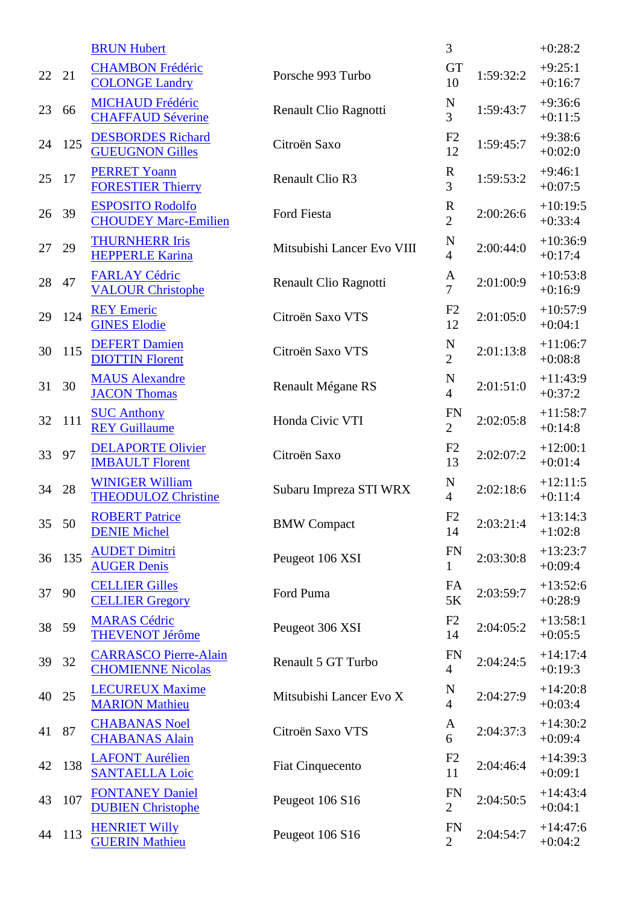| | | | | | | |
|---|---|---|---|---|---|---|
| | | BRUN Hubert | | 3 | | +0:28:2 |
| 22 | 21 | CHAMBON Frédéric<br>COLONGE Landry | Porsche 993 Turbo | GT<br>10 | 1:59:32:2 | +9:25:1<br>+0:16:7 |
| 23 | 66 | MICHAUD Frédéric<br>CHAFFAUD Séverine | Renault Clio Ragnotti | N<br>3 | 1:59:43:7 | +9:36:6<br>+0:11:5 |
| 24 | 125 | DESBORDES Richard<br>GUEUGNON Gilles | Citroën Saxo | F2<br>12 | 1:59:45:7 | +9:38:6<br>+0:02:0 |
| 25 | 17 | PERRET Yoann<br>FORESTIER Thierry | Renault Clio R3 | R<br>3 | 1:59:53:2 | +9:46:1<br>+0:07:5 |
| 26 | 39 | ESPOSITO Rodolfo<br>CHOUDEY Marc-Emilien | Ford Fiesta | R<br>2 | 2:00:26:6 | +10:19:5<br>+0:33:4 |
| 27 | 29 | THURNHERR Iris<br>HEPPERLE Karina | Mitsubishi Lancer Evo VIII | N<br>4 | 2:00:44:0 | +10:36:9<br>+0:17:4 |
| 28 | 47 | FARLAY Cédric<br>VALOUR Christophe | Renault Clio Ragnotti | A<br>7 | 2:01:00:9 | +10:53:8<br>+0:16:9 |
| 29 | 124 | REY Emeric<br>GINES Elodie | Citroën Saxo VTS | F2<br>12 | 2:01:05:0 | +10:57:9<br>+0:04:1 |
| 30 | 115 | DEFERT Damien<br>DIOTTIN Florent | Citroën Saxo VTS | N<br>2 | 2:01:13:8 | +11:06:7<br>+0:08:8 |
| 31 | 30 | MAUS Alexandre<br>JACON Thomas | Renault Mégane RS | N<br>4 | 2:01:51:0 | +11:43:9<br>+0:37:2 |
| 32 | 111 | SUC Anthony<br>REY Guillaume | Honda Civic VTI | FN<br>2 | 2:02:05:8 | +11:58:7<br>+0:14:8 |
| 33 | 97 | DELAPORTE Olivier<br>IMBAULT Florent | Citroën Saxo | F2<br>13 | 2:02:07:2 | +12:00:1<br>+0:01:4 |
| 34 | 28 | WINIGER William<br>THEODULOZ Christine | Subaru Impreza STI WRX | N<br>4 | 2:02:18:6 | +12:11:5<br>+0:11:4 |
| 35 | 50 | ROBERT Patrice<br>DENIE Michel | BMW Compact | F2<br>14 | 2:03:21:4 | +13:14:3<br>+1:02:8 |
| 36 | 135 | AUDET Dimitri<br>AUGER Denis | Peugeot 106 XSI | FN<br>1 | 2:03:30:8 | +13:23:7<br>+0:09:4 |
| 37 | 90 | CELLIER Gilles<br>CELLIER Gregory | Ford Puma | FA<br>5K | 2:03:59:7 | +13:52:6<br>+0:28:9 |
| 38 | 59 | MARAS Cédric<br>THEVENOT Jérôme | Peugeot 306 XSI | F2<br>14 | 2:04:05:2 | +13:58:1<br>+0:05:5 |
| 39 | 32 | CARRASCO Pierre-Alain<br>CHOMIENNE Nicolas | Renault 5 GT Turbo | FN<br>4 | 2:04:24:5 | +14:17:4<br>+0:19:3 |
| 40 | 25 | LECUREUX Maxime<br>MARION Mathieu | Mitsubishi Lancer Evo X | N<br>4 | 2:04:27:9 | +14:20:8<br>+0:03:4 |
| 41 | 87 | CHABANAS Noel<br>CHABANAS Alain | Citroën Saxo VTS | A<br>6 | 2:04:37:3 | +14:30:2<br>+0:09:4 |
| 42 | 138 | LAFONT Aurélien<br>SANTAELLA Loic | Fiat Cinquecento | F2<br>11 | 2:04:46:4 | +14:39:3<br>+0:09:1 |
| 43 | 107 | FONTANEY Daniel<br>DUBIEN Christophe | Peugeot 106 S16 | FN<br>2 | 2:04:50:5 | +14:43:4<br>+0:04:1 |
| 44 | 113 | HENRIET Willy<br>GUERIN Mathieu | Peugeot 106 S16 | FN<br>2 | 2:04:54:7 | +14:47:6<br>+0:04:2 |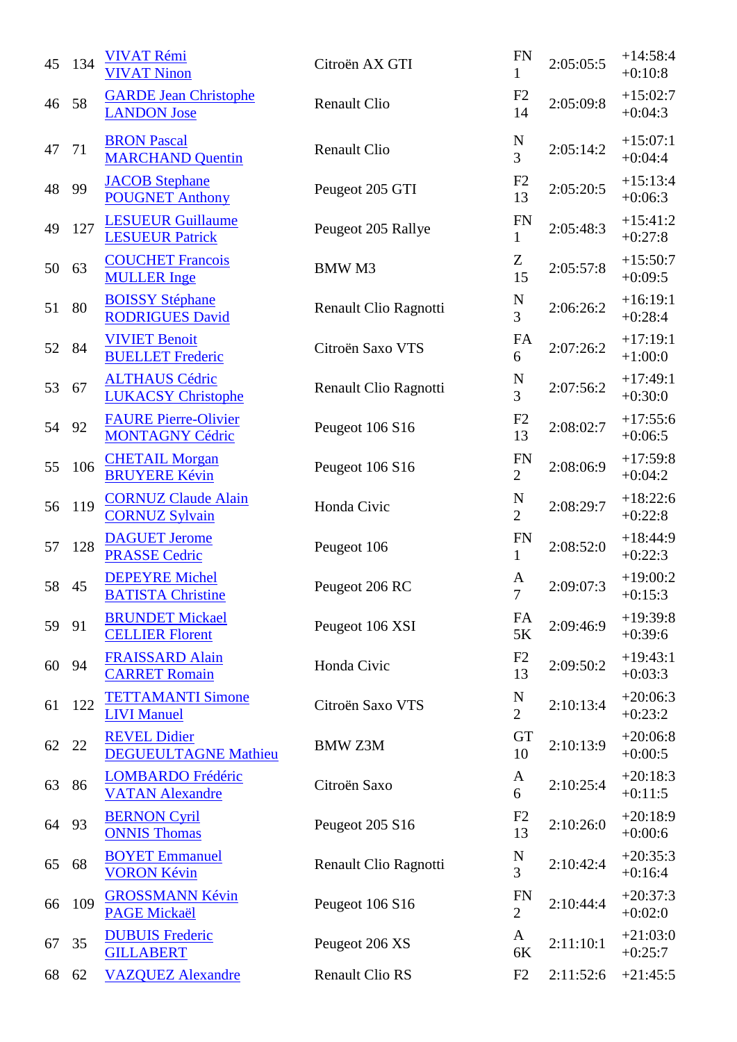| | | | | | | |
|---|---|---|---|---|---|---|
| 45 | 134 | VIVAT Rémi<br>VIVAT Ninon | Citroën AX GTI | FN<br>1 | 2:05:05:5 | +14:58:4<br>+0:10:8 |
| 46 | 58 | GARDE Jean Christophe<br>LANDON Jose | Renault Clio | F2<br>14 | 2:05:09:8 | +15:02:7<br>+0:04:3 |
| 47 | 71 | BRON Pascal<br>MARCHAND Quentin | Renault Clio | N<br>3 | 2:05:14:2 | +15:07:1<br>+0:04:4 |
| 48 | 99 | JACOB Stephane<br>POUGNET Anthony | Peugeot 205 GTI | F2<br>13 | 2:05:20:5 | +15:13:4<br>+0:06:3 |
| 49 | 127 | LESUEUR Guillaume<br>LESUEUR Patrick | Peugeot 205 Rallye | FN<br>1 | 2:05:48:3 | +15:41:2<br>+0:27:8 |
| 50 | 63 | COUCHET Francois<br>MULLER Inge | BMW M3 | Z<br>15 | 2:05:57:8 | +15:50:7<br>+0:09:5 |
| 51 | 80 | BOISSY Stéphane<br>RODRIGUES David | Renault Clio Ragnotti | N<br>3 | 2:06:26:2 | +16:19:1<br>+0:28:4 |
| 52 | 84 | VIVIET Benoit<br>BUELLET Frederic | Citroën Saxo VTS | FA<br>6 | 2:07:26:2 | +17:19:1<br>+1:00:0 |
| 53 | 67 | ALTHAUS Cédric<br>LUKACSY Christophe | Renault Clio Ragnotti | N<br>3 | 2:07:56:2 | +17:49:1<br>+0:30:0 |
| 54 | 92 | FAURE Pierre-Olivier<br>MONTAGNY Cédric | Peugeot 106 S16 | F2<br>13 | 2:08:02:7 | +17:55:6<br>+0:06:5 |
| 55 | 106 | CHETAIL Morgan<br>BRUYERE Kévin | Peugeot 106 S16 | FN<br>2 | 2:08:06:9 | +17:59:8<br>+0:04:2 |
| 56 | 119 | CORNUZ Claude Alain<br>CORNUZ Sylvain | Honda Civic | N<br>2 | 2:08:29:7 | +18:22:6<br>+0:22:8 |
| 57 | 128 | DAGUET Jerome<br>PRASSE Cedric | Peugeot 106 | FN<br>1 | 2:08:52:0 | +18:44:9<br>+0:22:3 |
| 58 | 45 | DEPEYRE Michel<br>BATISTA Christine | Peugeot 206 RC | A<br>7 | 2:09:07:3 | +19:00:2<br>+0:15:3 |
| 59 | 91 | BRUNDET Mickael<br>CELLIER Florent | Peugeot 106 XSI | FA<br>5K | 2:09:46:9 | +19:39:8<br>+0:39:6 |
| 60 | 94 | FRAISSARD Alain<br>CARRET Romain | Honda Civic | F2<br>13 | 2:09:50:2 | +19:43:1<br>+0:03:3 |
| 61 | 122 | TETTAMANTI Simone<br>LIVI Manuel | Citroën Saxo VTS | N<br>2 | 2:10:13:4 | +20:06:3<br>+0:23:2 |
| 62 | 22 | REVEL Didier<br>DEGUEULTAGNE Mathieu | BMW Z3M | GT<br>10 | 2:10:13:9 | +20:06:8<br>+0:00:5 |
| 63 | 86 | LOMBARDO Frédéric<br>VATAN Alexandre | Citroën Saxo | A<br>6 | 2:10:25:4 | +20:18:3<br>+0:11:5 |
| 64 | 93 | BERNON Cyril<br>ONNIS Thomas | Peugeot 205 S16 | F2<br>13 | 2:10:26:0 | +20:18:9<br>+0:00:6 |
| 65 | 68 | BOYET Emmanuel<br>VORON Kévin | Renault Clio Ragnotti | N<br>3 | 2:10:42:4 | +20:35:3<br>+0:16:4 |
| 66 | 109 | GROSSMANN Kévin<br>PAGE Mickaël | Peugeot 106 S16 | FN<br>2 | 2:10:44:4 | +20:37:3<br>+0:02:0 |
| 67 | 35 | DUBUIS Frederic<br>GILLABERT | Peugeot 206 XS | A<br>6K | 2:11:10:1 | +21:03:0<br>+0:25:7 |
| 68 | 62 | VAZQUEZ Alexandre | Renault Clio RS | F2 | 2:11:52:6 | +21:45:5 |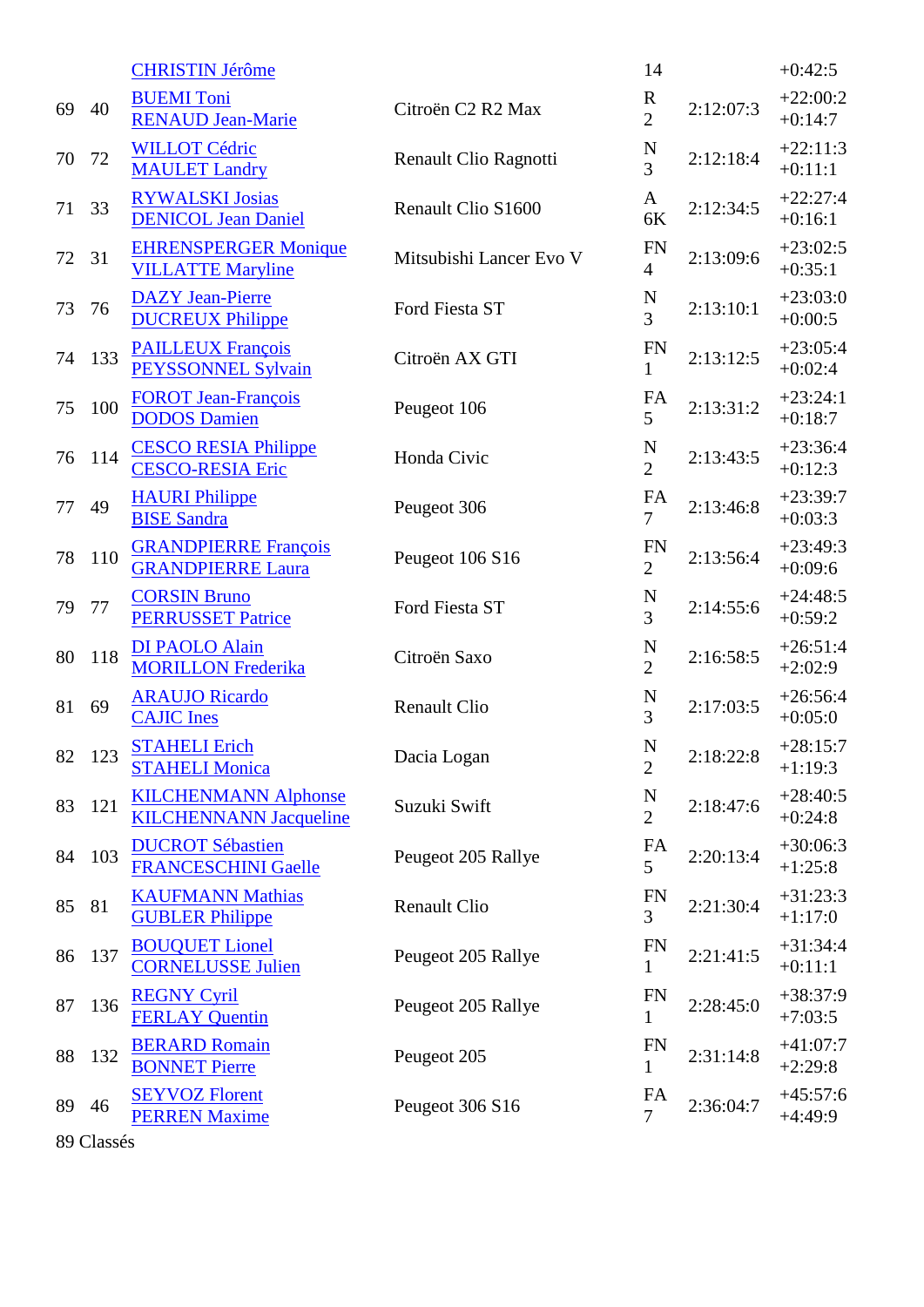| | | | | | | |
|---|---|---|---|---|---|---|
| | | CHRISTIN Jérôme | | 14 | | +0:42:5 |
| 69 | 40 | BUEMI Toni<br>RENAUD Jean-Marie | Citroën C2 R2 Max | R<br>2 | 2:12:07:3 | +22:00:2<br>+0:14:7 |
| 70 | 72 | WILLOT Cédric<br>MAULET Landry | Renault Clio Ragnotti | N<br>3 | 2:12:18:4 | +22:11:3<br>+0:11:1 |
| 71 | 33 | RYWALSKI Josias<br>DENICOL Jean Daniel | Renault Clio S1600 | A<br>6K | 2:12:34:5 | +22:27:4<br>+0:16:1 |
| 72 | 31 | EHRENSPERGER Monique<br>VILLATTE Maryline | Mitsubishi Lancer Evo V | FN<br>4 | 2:13:09:6 | +23:02:5<br>+0:35:1 |
| 73 | 76 | DAZY Jean-Pierre<br>DUCREUX Philippe | Ford Fiesta ST | N<br>3 | 2:13:10:1 | +23:03:0<br>+0:00:5 |
| 74 | 133 | PAILLEUX François<br>PEYSSONNEL Sylvain | Citroën AX GTI | FN<br>1 | 2:13:12:5 | +23:05:4<br>+0:02:4 |
| 75 | 100 | FOROT Jean-François<br>DODOS Damien | Peugeot 106 | FA<br>5 | 2:13:31:2 | +23:24:1<br>+0:18:7 |
| 76 | 114 | CESCO RESIA Philippe<br>CESCO-RESIA Eric | Honda Civic | N<br>2 | 2:13:43:5 | +23:36:4<br>+0:12:3 |
| 77 | 49 | HAURI Philippe<br>BISE Sandra | Peugeot 306 | FA<br>7 | 2:13:46:8 | +23:39:7<br>+0:03:3 |
| 78 | 110 | GRANDPIERRE François<br>GRANDPIERRE Laura | Peugeot 106 S16 | FN<br>2 | 2:13:56:4 | +23:49:3<br>+0:09:6 |
| 79 | 77 | CORSIN Bruno<br>PERRUSSET Patrice | Ford Fiesta ST | N<br>3 | 2:14:55:6 | +24:48:5<br>+0:59:2 |
| 80 | 118 | DI PAOLO Alain<br>MORILLON Frederika | Citroën Saxo | N<br>2 | 2:16:58:5 | +26:51:4<br>+2:02:9 |
| 81 | 69 | ARAUJO Ricardo<br>CAJIC Ines | Renault Clio | N<br>3 | 2:17:03:5 | +26:56:4<br>+0:05:0 |
| 82 | 123 | STAHELI Erich<br>STAHELI Monica | Dacia Logan | N<br>2 | 2:18:22:8 | +28:15:7<br>+1:19:3 |
| 83 | 121 | KILCHENMANN Alphonse<br>KILCHENNANN Jacqueline | Suzuki Swift | N<br>2 | 2:18:47:6 | +28:40:5<br>+0:24:8 |
| 84 | 103 | DUCROT Sébastien<br>FRANCESCHINI Gaelle | Peugeot 205 Rallye | FA<br>5 | 2:20:13:4 | +30:06:3<br>+1:25:8 |
| 85 | 81 | KAUFMANN Mathias<br>GUBLER Philippe | Renault Clio | FN<br>3 | 2:21:30:4 | +31:23:3<br>+1:17:0 |
| 86 | 137 | BOUQUET Lionel<br>CORNELUSSE Julien | Peugeot 205 Rallye | FN<br>1 | 2:21:41:5 | +31:34:4<br>+0:11:1 |
| 87 | 136 | REGNY Cyril<br>FERLAY Quentin | Peugeot 205 Rallye | FN<br>1 | 2:28:45:0 | +38:37:9<br>+7:03:5 |
| 88 | 132 | BERARD Romain<br>BONNET Pierre | Peugeot 205 | FN<br>1 | 2:31:14:8 | +41:07:7<br>+2:29:8 |
| 89 | 46 | SEYVOZ Florent<br>PERREN Maxime | Peugeot 306 S16 | FA<br>7 | 2:36:04:7 | +45:57:6<br>+4:49:9 |

89 Classés